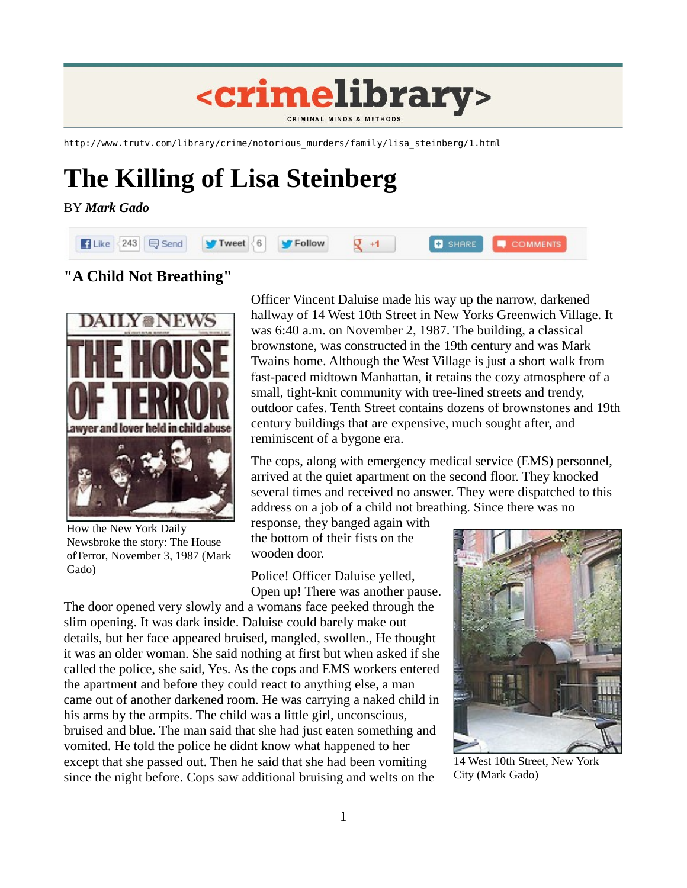<crimelibrary>

CRIMINAL MINDS & METHODS

http://www.trutv.com/library/crime/notorious_murders/family/lisa_steinberg/1.html

# The Killing of Lisa Steinberg

BY ***Mark Gado***

## "A Child Not Breathing"

How the New York Daily Newsbroke the story: The House ofTerror, November 3, 1987 (Mark Gado)

Officer Vincent Daluise made his way up the narrow, darkened hallway of 14 West 10th Street in New Yorks Greenwich Village. It was 6:40 a.m. on November 2, 1987. The building, a classical brownstone, was constructed in the 19th century and was Mark Twains home. Although the West Village is just a short walk from fast-paced midtown Manhattan, it retains the cozy atmosphere of a small, tight-knit community with tree-lined streets and trendy, outdoor cafes. Tenth Street contains dozens of brownstones and 19th century buildings that are expensive, much sought after, and reminiscent of a bygone era.

The cops, along with emergency medical service (EMS) personnel, arrived at the quiet apartment on the second floor. They knocked several times and received no answer. They were dispatched to this address on a job of a child not breathing. Since there was no response, they banged again with the bottom of their fists on the wooden door.

Police! Officer Daluise yelled, Open up! There was another pause. The door opened very slowly and a womans face peeked through the slim opening. It was dark inside. Daluise could barely make out details, but her face appeared bruised, mangled, swollen., He thought it was an older woman. She said nothing at first but when asked if she called the police, she said, Yes. As the cops and EMS workers entered the apartment and before they could react to anything else, a man came out of another darkened room. He was carrying a naked child in his arms by the armpits. The child was a little girl, unconscious, bruised and blue. The man said that she had just eaten something and vomited. He told the police he didnt know what happened to her except that she passed out. Then he said that she had been vomiting since the night before. Cops saw additional bruising and welts on the

14 West 10th Street, New York City (Mark Gado)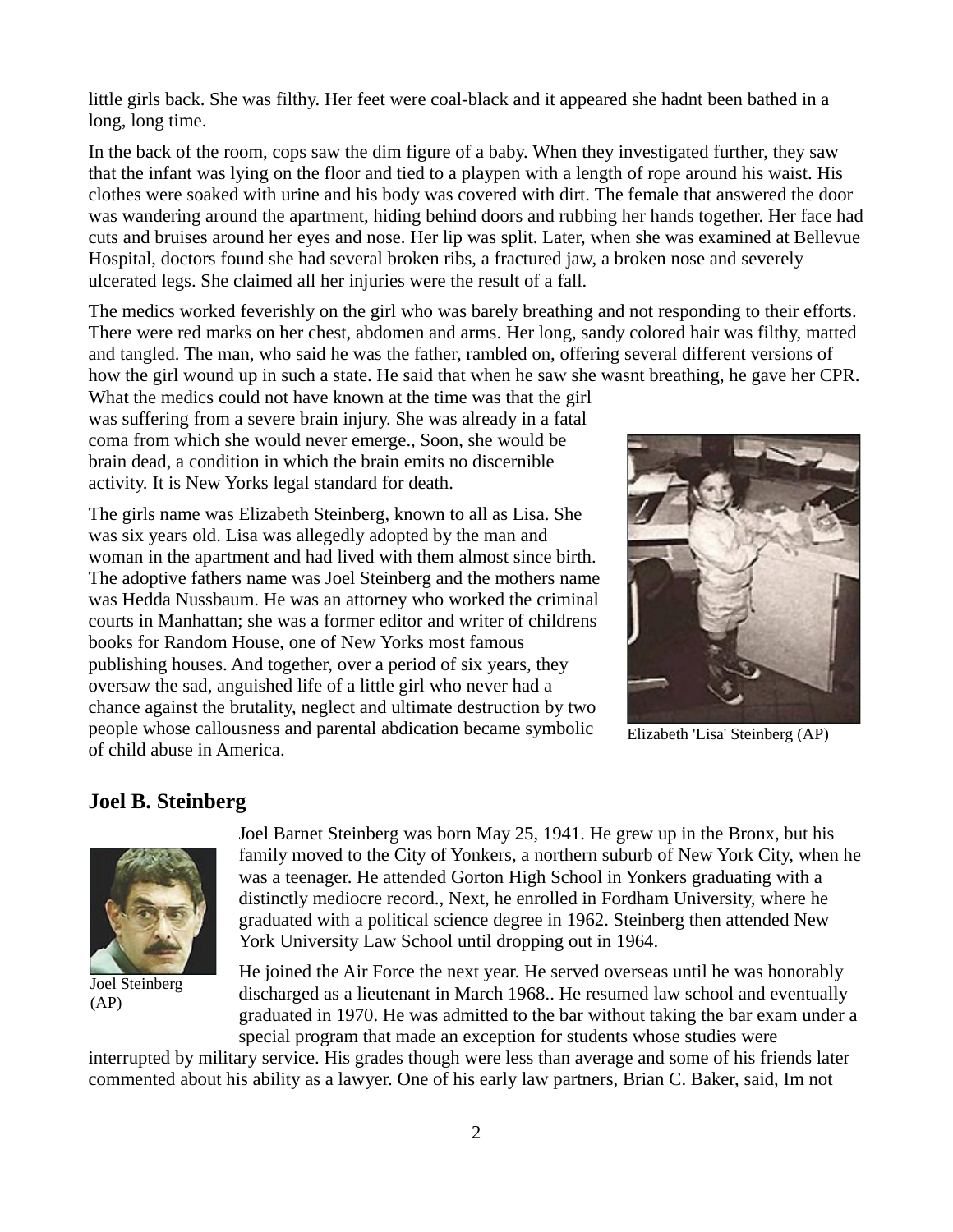little girls back. She was filthy. Her feet were coal-black and it appeared she hadnt been bathed in a long, long time.

In the back of the room, cops saw the dim figure of a baby. When they investigated further, they saw that the infant was lying on the floor and tied to a playpen with a length of rope around his waist. His clothes were soaked with urine and his body was covered with dirt. The female that answered the door was wandering around the apartment, hiding behind doors and rubbing her hands together. Her face had cuts and bruises around her eyes and nose. Her lip was split. Later, when she was examined at Bellevue Hospital, doctors found she had several broken ribs, a fractured jaw, a broken nose and severely ulcerated legs. She claimed all her injuries were the result of a fall.

The medics worked feverishly on the girl who was barely breathing and not responding to their efforts. There were red marks on her chest, abdomen and arms. Her long, sandy colored hair was filthy, matted and tangled. The man, who said he was the father, rambled on, offering several different versions of how the girl wound up in such a state. He said that when he saw she wasnt breathing, he gave her CPR. What the medics could not have known at the time was that the girl was suffering from a severe brain injury. She was already in a fatal coma from which she would never emerge., Soon, she would be brain dead, a condition in which the brain emits no discernible activity. It is New Yorks legal standard for death.

The girls name was Elizabeth Steinberg, known to all as Lisa. She was six years old. Lisa was allegedly adopted by the man and woman in the apartment and had lived with them almost since birth. The adoptive fathers name was Joel Steinberg and the mothers name was Hedda Nussbaum. He was an attorney who worked the criminal courts in Manhattan; she was a former editor and writer of childrens books for Random House, one of New Yorks most famous publishing houses. And together, over a period of six years, they oversaw the sad, anguished life of a little girl who never had a chance against the brutality, neglect and ultimate destruction by two people whose callousness and parental abdication became symbolic of child abuse in America.

Elizabeth 'Lisa' Steinberg (AP)

## Joel B. Steinberg

Joel Steinberg (AP)

Joel Barnet Steinberg was born May 25, 1941. He grew up in the Bronx, but his family moved to the City of Yonkers, a northern suburb of New York City, when he was a teenager. He attended Gorton High School in Yonkers graduating with a distinctly mediocre record., Next, he enrolled in Fordham University, where he graduated with a political science degree in 1962. Steinberg then attended New York University Law School until dropping out in 1964.

He joined the Air Force the next year. He served overseas until he was honorably discharged as a lieutenant in March 1968.. He resumed law school and eventually graduated in 1970. He was admitted to the bar without taking the bar exam under a special program that made an exception for students whose studies were interrupted by military service. His grades though were less than average and some of his friends later commented about his ability as a lawyer. One of his early law partners, Brian C. Baker, said, Im not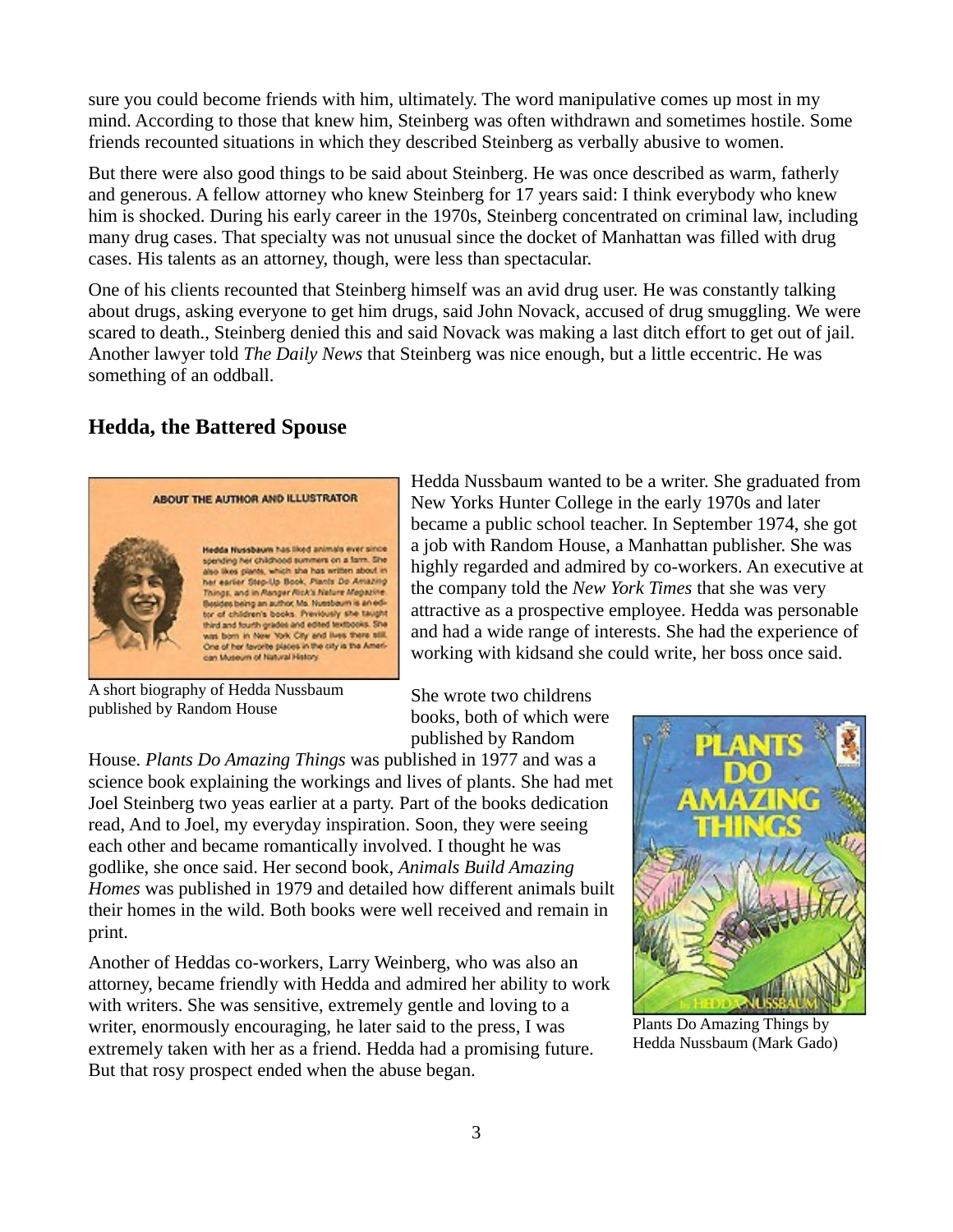sure you could become friends with him, ultimately. The word manipulative comes up most in my mind. According to those that knew him, Steinberg was often withdrawn and sometimes hostile. Some friends recounted situations in which they described Steinberg as verbally abusive to women.

But there were also good things to be said about Steinberg. He was once described as warm, fatherly and generous. A fellow attorney who knew Steinberg for 17 years said: I think everybody who knew him is shocked. During his early career in the 1970s, Steinberg concentrated on criminal law, including many drug cases. That specialty was not unusual since the docket of Manhattan was filled with drug cases. His talents as an attorney, though, were less than spectacular.

One of his clients recounted that Steinberg himself was an avid drug user. He was constantly talking about drugs, asking everyone to get him drugs, said John Novack, accused of drug smuggling. We were scared to death., Steinberg denied this and said Novack was making a last ditch effort to get out of jail. Another lawyer told *The Daily News* that Steinberg was nice enough, but a little eccentric. He was something of an oddball.

## Hedda, the Battered Spouse

A short biography of Hedda Nussbaum published by Random House

Hedda Nussbaum wanted to be a writer. She graduated from New Yorks Hunter College in the early 1970s and later became a public school teacher. In September 1974, she got a job with Random House, a Manhattan publisher. She was highly regarded and admired by co-workers. An executive at the company told the *New York Times* that she was very attractive as a prospective employee. Hedda was personable and had a wide range of interests. She had the experience of working with kidsand she could write, her boss once said.

She wrote two childrens books, both of which were published by Random House. *Plants Do Amazing Things* was published in 1977 and was a science book explaining the workings and lives of plants. She had met Joel Steinberg two yeas earlier at a party. Part of the books dedication read, And to Joel, my everyday inspiration. Soon, they were seeing each other and became romantically involved. I thought he was godlike, she once said. Her second book, *Animals Build Amazing Homes* was published in 1979 and detailed how different animals built their homes in the wild. Both books were well received and remain in print.

Plants Do Amazing Things by Hedda Nussbaum (Mark Gado)

Another of Heddas co-workers, Larry Weinberg, who was also an attorney, became friendly with Hedda and admired her ability to work with writers. She was sensitive, extremely gentle and loving to a writer, enormously encouraging, he later said to the press, I was extremely taken with her as a friend. Hedda had a promising future. But that rosy prospect ended when the abuse began.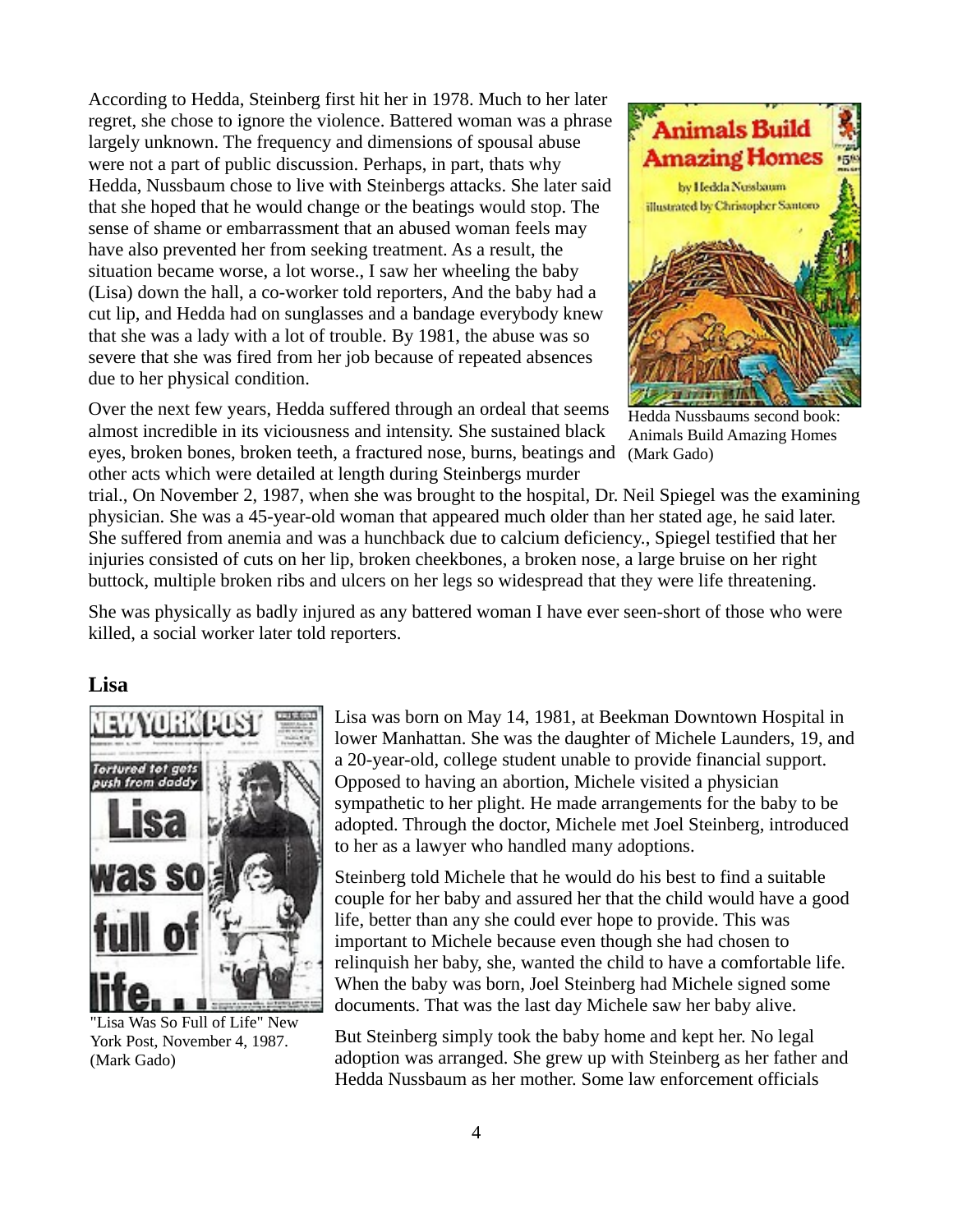According to Hedda, Steinberg first hit her in 1978. Much to her later regret, she chose to ignore the violence. Battered woman was a phrase largely unknown. The frequency and dimensions of spousal abuse were not a part of public discussion. Perhaps, in part, thats why Hedda, Nussbaum chose to live with Steinbergs attacks. She later said that she hoped that he would change or the beatings would stop. The sense of shame or embarrassment that an abused woman feels may have also prevented her from seeking treatment. As a result, the situation became worse, a lot worse., I saw her wheeling the baby (Lisa) down the hall, a co-worker told reporters, And the baby had a cut lip, and Hedda had on sunglasses and a bandage everybody knew that she was a lady with a lot of trouble. By 1981, the abuse was so severe that she was fired from her job because of repeated absences due to her physical condition.

Hedda Nussbaums second book: Animals Build Amazing Homes (Mark Gado)

Over the next few years, Hedda suffered through an ordeal that seems almost incredible in its viciousness and intensity. She sustained black eyes, broken bones, broken teeth, a fractured nose, burns, beatings and other acts which were detailed at length during Steinbergs murder trial., On November 2, 1987, when she was brought to the hospital, Dr. Neil Spiegel was the examining physician. She was a 45-year-old woman that appeared much older than her stated age, he said later. She suffered from anemia and was a hunchback due to calcium deficiency., Spiegel testified that her injuries consisted of cuts on her lip, broken cheekbones, a broken nose, a large bruise on her right buttock, multiple broken ribs and ulcers on her legs so widespread that they were life threatening.

She was physically as badly injured as any battered woman I have ever seen-short of those who were killed, a social worker later told reporters.

## Lisa

"Lisa Was So Full of Life" New York Post, November 4, 1987. (Mark Gado)

Lisa was born on May 14, 1981, at Beekman Downtown Hospital in lower Manhattan. She was the daughter of Michele Launders, 19, and a 20-year-old, college student unable to provide financial support. Opposed to having an abortion, Michele visited a physician sympathetic to her plight. He made arrangements for the baby to be adopted. Through the doctor, Michele met Joel Steinberg, introduced to her as a lawyer who handled many adoptions.

Steinberg told Michele that he would do his best to find a suitable couple for her baby and assured her that the child would have a good life, better than any she could ever hope to provide. This was important to Michele because even though she had chosen to relinquish her baby, she, wanted the child to have a comfortable life. When the baby was born, Joel Steinberg had Michele signed some documents. That was the last day Michele saw her baby alive.

But Steinberg simply took the baby home and kept her. No legal adoption was arranged. She grew up with Steinberg as her father and Hedda Nussbaum as her mother. Some law enforcement officials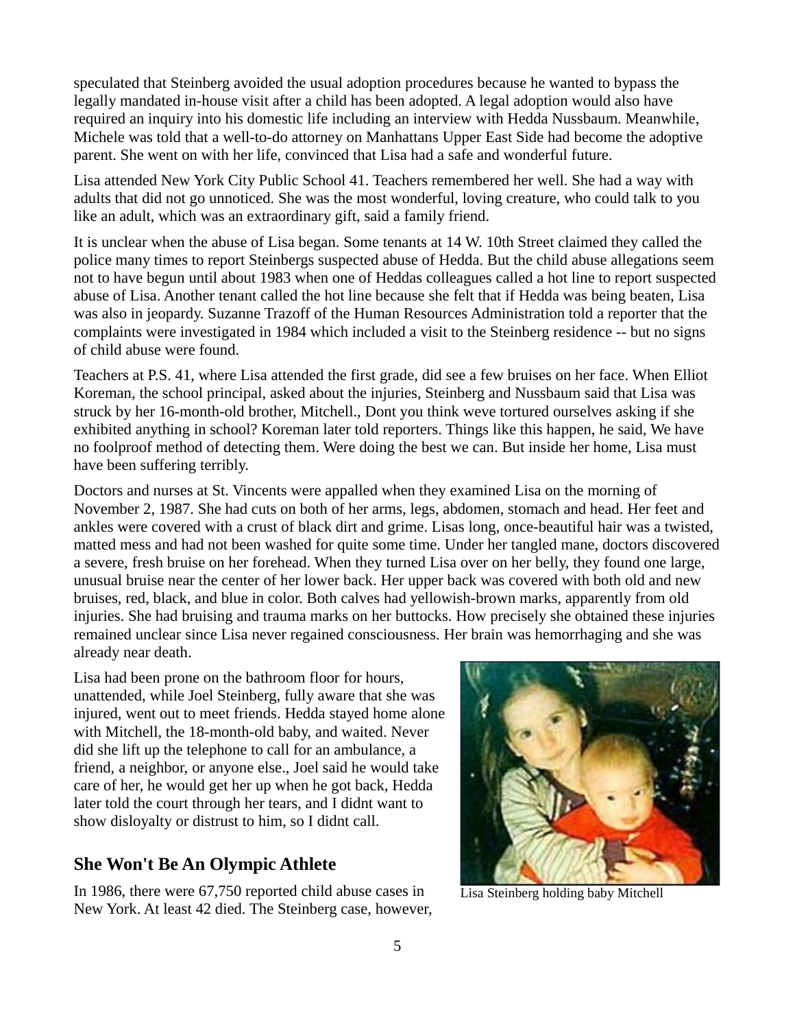speculated that Steinberg avoided the usual adoption procedures because he wanted to bypass the legally mandated in-house visit after a child has been adopted. A legal adoption would also have required an inquiry into his domestic life including an interview with Hedda Nussbaum. Meanwhile, Michele was told that a well-to-do attorney on Manhattans Upper East Side had become the adoptive parent. She went on with her life, convinced that Lisa had a safe and wonderful future.

Lisa attended New York City Public School 41. Teachers remembered her well. She had a way with adults that did not go unnoticed. She was the most wonderful, loving creature, who could talk to you like an adult, which was an extraordinary gift, said a family friend.

It is unclear when the abuse of Lisa began. Some tenants at 14 W. 10th Street claimed they called the police many times to report Steinbergs suspected abuse of Hedda. But the child abuse allegations seem not to have begun until about 1983 when one of Heddas colleagues called a hot line to report suspected abuse of Lisa. Another tenant called the hot line because she felt that if Hedda was being beaten, Lisa was also in jeopardy. Suzanne Trazoff of the Human Resources Administration told a reporter that the complaints were investigated in 1984 which included a visit to the Steinberg residence -- but no signs of child abuse were found.

Teachers at P.S. 41, where Lisa attended the first grade, did see a few bruises on her face. When Elliot Koreman, the school principal, asked about the injuries, Steinberg and Nussbaum said that Lisa was struck by her 16-month-old brother, Mitchell., Dont you think weve tortured ourselves asking if she exhibited anything in school? Koreman later told reporters. Things like this happen, he said, We have no foolproof method of detecting them. Were doing the best we can. But inside her home, Lisa must have been suffering terribly.

Doctors and nurses at St. Vincents were appalled when they examined Lisa on the morning of November 2, 1987. She had cuts on both of her arms, legs, abdomen, stomach and head. Her feet and ankles were covered with a crust of black dirt and grime. Lisas long, once-beautiful hair was a twisted, matted mess and had not been washed for quite some time. Under her tangled mane, doctors discovered a severe, fresh bruise on her forehead. When they turned Lisa over on her belly, they found one large, unusual bruise near the center of her lower back. Her upper back was covered with both old and new bruises, red, black, and blue in color. Both calves had yellowish-brown marks, apparently from old injuries. She had bruising and trauma marks on her buttocks. How precisely she obtained these injuries remained unclear since Lisa never regained consciousness. Her brain was hemorrhaging and she was already near death.

Lisa had been prone on the bathroom floor for hours, unattended, while Joel Steinberg, fully aware that she was injured, went out to meet friends. Hedda stayed home alone with Mitchell, the 18-month-old baby, and waited. Never did she lift up the telephone to call for an ambulance, a friend, a neighbor, or anyone else., Joel said he would take care of her, he would get her up when he got back, Hedda later told the court through her tears, and I didnt want to show disloyalty or distrust to him, so I didnt call.

Lisa Steinberg holding baby Mitchell

## She Won't Be An Olympic Athlete

In 1986, there were 67,750 reported child abuse cases in New York. At least 42 died. The Steinberg case, however,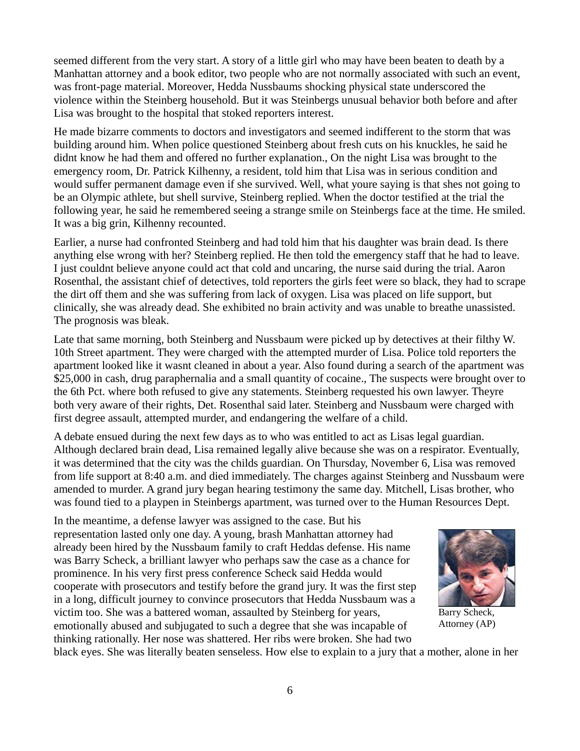seemed different from the very start. A story of a little girl who may have been beaten to death by a Manhattan attorney and a book editor, two people who are not normally associated with such an event, was front-page material. Moreover, Hedda Nussbaums shocking physical state underscored the violence within the Steinberg household. But it was Steinbergs unusual behavior both before and after Lisa was brought to the hospital that stoked reporters interest.

He made bizarre comments to doctors and investigators and seemed indifferent to the storm that was building around him. When police questioned Steinberg about fresh cuts on his knuckles, he said he didnt know he had them and offered no further explanation., On the night Lisa was brought to the emergency room, Dr. Patrick Kilhenny, a resident, told him that Lisa was in serious condition and would suffer permanent damage even if she survived. Well, what youre saying is that shes not going to be an Olympic athlete, but shell survive, Steinberg replied. When the doctor testified at the trial the following year, he said he remembered seeing a strange smile on Steinbergs face at the time. He smiled. It was a big grin, Kilhenny recounted.

Earlier, a nurse had confronted Steinberg and had told him that his daughter was brain dead. Is there anything else wrong with her? Steinberg replied. He then told the emergency staff that he had to leave. I just couldnt believe anyone could act that cold and uncaring, the nurse said during the trial. Aaron Rosenthal, the assistant chief of detectives, told reporters the girls feet were so black, they had to scrape the dirt off them and she was suffering from lack of oxygen. Lisa was placed on life support, but clinically, she was already dead. She exhibited no brain activity and was unable to breathe unassisted. The prognosis was bleak.

Late that same morning, both Steinberg and Nussbaum were picked up by detectives at their filthy W. 10th Street apartment. They were charged with the attempted murder of Lisa. Police told reporters the apartment looked like it wasnt cleaned in about a year. Also found during a search of the apartment was $25,000 in cash, drug paraphernalia and a small quantity of cocaine., The suspects were brought over to the 6th Pct. where both refused to give any statements. Steinberg requested his own lawyer. Theyre both very aware of their rights, Det. Rosenthal said later. Steinberg and Nussbaum were charged with first degree assault, attempted murder, and endangering the welfare of a child.

A debate ensued during the next few days as to who was entitled to act as Lisas legal guardian. Although declared brain dead, Lisa remained legally alive because she was on a respirator. Eventually, it was determined that the city was the childs guardian. On Thursday, November 6, Lisa was removed from life support at 8:40 a.m. and died immediately. The charges against Steinberg and Nussbaum were amended to murder. A grand jury began hearing testimony the same day. Mitchell, Lisas brother, who was found tied to a playpen in Steinbergs apartment, was turned over to the Human Resources Dept.

In the meantime, a defense lawyer was assigned to the case. But his representation lasted only one day. A young, brash Manhattan attorney had already been hired by the Nussbaum family to craft Heddas defense. His name was Barry Scheck, a brilliant lawyer who perhaps saw the case as a chance for prominence. In his very first press conference Scheck said Hedda would cooperate with prosecutors and testify before the grand jury. It was the first step in a long, difficult journey to convince prosecutors that Hedda Nussbaum was a victim too. She was a battered woman, assaulted by Steinberg for years, emotionally abused and subjugated to such a degree that she was incapable of thinking rationally. Her nose was shattered. Her ribs were broken. She had two black eyes. She was literally beaten senseless. How else to explain to a jury that a mother, alone in her

Barry Scheck, Attorney (AP)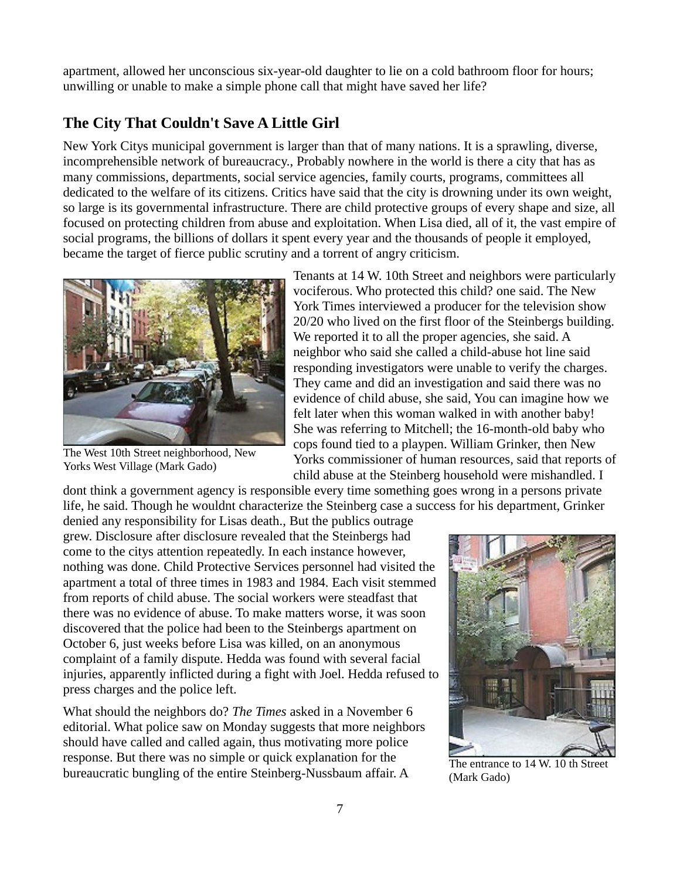apartment, allowed her unconscious six-year-old daughter to lie on a cold bathroom floor for hours; unwilling or unable to make a simple phone call that might have saved her life?

## The City That Couldn't Save A Little Girl

New York Citys municipal government is larger than that of many nations. It is a sprawling, diverse, incomprehensible network of bureaucracy., Probably nowhere in the world is there a city that has as many commissions, departments, social service agencies, family courts, programs, committees all dedicated to the welfare of its citizens. Critics have said that the city is drowning under its own weight, so large is its governmental infrastructure. There are child protective groups of every shape and size, all focused on protecting children from abuse and exploitation. When Lisa died, all of it, the vast empire of social programs, the billions of dollars it spent every year and the thousands of people it employed, became the target of fierce public scrutiny and a torrent of angry criticism.

The West 10th Street neighborhood, New Yorks West Village (Mark Gado)

Tenants at 14 W. 10th Street and neighbors were particularly vociferous. Who protected this child? one said. The New York Times interviewed a producer for the television show 20/20 who lived on the first floor of the Steinbergs building. We reported it to all the proper agencies, she said. A neighbor who said she called a child-abuse hot line said responding investigators were unable to verify the charges. They came and did an investigation and said there was no evidence of child abuse, she said, You can imagine how we felt later when this woman walked in with another baby! She was referring to Mitchell; the 16-month-old baby who cops found tied to a playpen. William Grinker, then New Yorks commissioner of human resources, said that reports of child abuse at the Steinberg household were mishandled. I dont think a government agency is responsible every time something goes wrong in a persons private life, he said. Though he wouldnt characterize the Steinberg case a success for his department, Grinker denied any responsibility for Lisas death., But the publics outrage grew. Disclosure after disclosure revealed that the Steinbergs had come to the citys attention repeatedly. In each instance however, nothing was done. Child Protective Services personnel had visited the apartment a total of three times in 1983 and 1984. Each visit stemmed from reports of child abuse. The social workers were steadfast that there was no evidence of abuse. To make matters worse, it was soon discovered that the police had been to the Steinbergs apartment on October 6, just weeks before Lisa was killed, on an anonymous complaint of a family dispute. Hedda was found with several facial injuries, apparently inflicted during a fight with Joel. Hedda refused to press charges and the police left.

The entrance to 14 W. 10 th Street (Mark Gado)

What should the neighbors do? *The Times* asked in a November 6 editorial. What police saw on Monday suggests that more neighbors should have called and called again, thus motivating more police response. But there was no simple or quick explanation for the bureaucratic bungling of the entire Steinberg-Nussbaum affair. A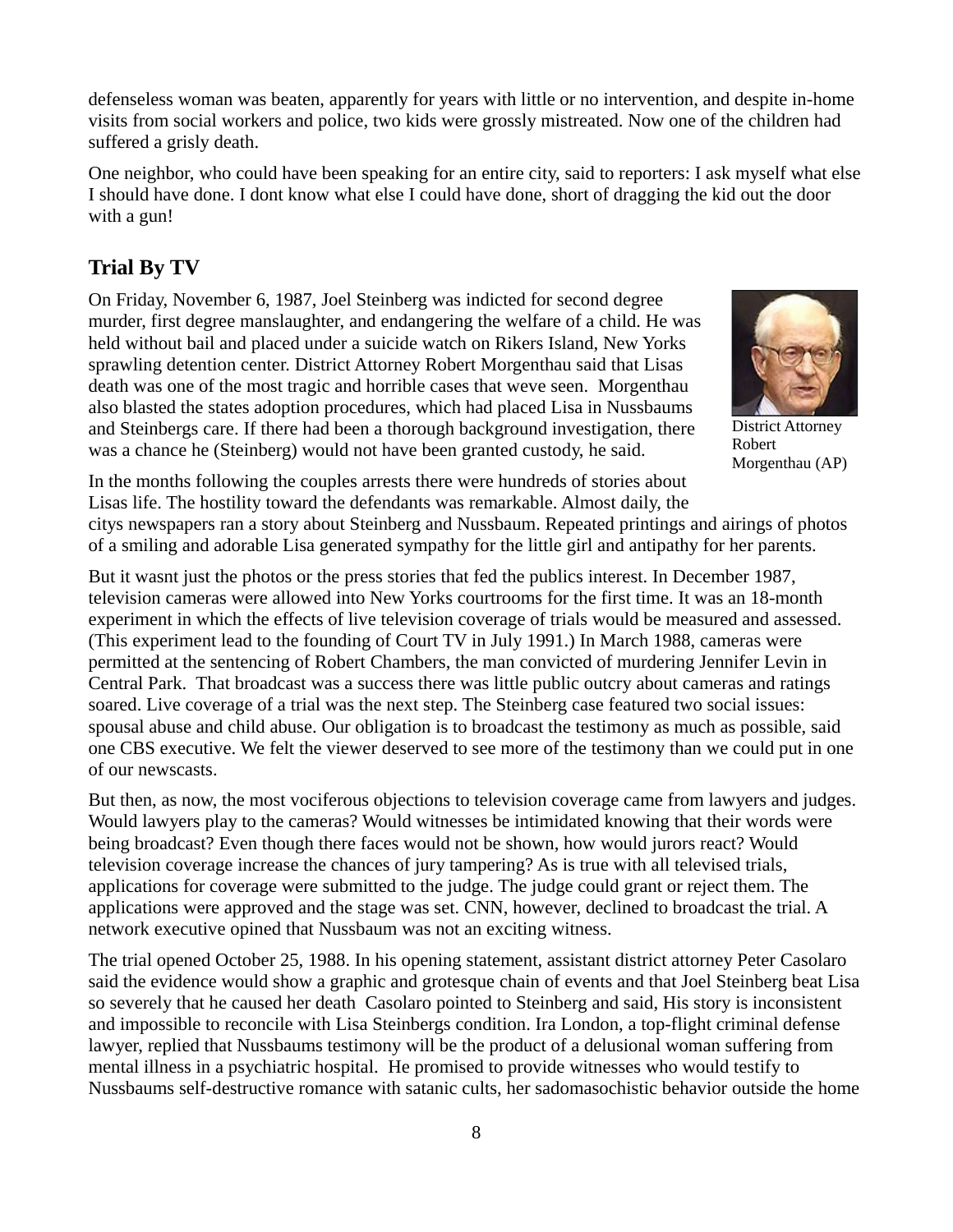defenseless woman was beaten, apparently for years with little or no intervention, and despite in-home visits from social workers and police, two kids were grossly mistreated. Now one of the children had suffered a grisly death.

One neighbor, who could have been speaking for an entire city, said to reporters: I ask myself what else I should have done. I dont know what else I could have done, short of dragging the kid out the door with a gun!

## Trial By TV

On Friday, November 6, 1987, Joel Steinberg was indicted for second degree murder, first degree manslaughter, and endangering the welfare of a child. He was held without bail and placed under a suicide watch on Rikers Island, New Yorks sprawling detention center. District Attorney Robert Morgenthau said that Lisas death was one of the most tragic and horrible cases that weve seen. Morgenthau also blasted the states adoption procedures, which had placed Lisa in Nussbaums and Steinbergs care. If there had been a thorough background investigation, there was a chance he (Steinberg) would not have been granted custody, he said.

District Attorney Robert Morgenthau (AP)

In the months following the couples arrests there were hundreds of stories about Lisas life. The hostility toward the defendants was remarkable. Almost daily, the citys newspapers ran a story about Steinberg and Nussbaum. Repeated printings and airings of photos of a smiling and adorable Lisa generated sympathy for the little girl and antipathy for her parents.

But it wasnt just the photos or the press stories that fed the publics interest. In December 1987, television cameras were allowed into New Yorks courtrooms for the first time. It was an 18-month experiment in which the effects of live television coverage of trials would be measured and assessed. (This experiment lead to the founding of Court TV in July 1991.) In March 1988, cameras were permitted at the sentencing of Robert Chambers, the man convicted of murdering Jennifer Levin in Central Park. That broadcast was a success there was little public outcry about cameras and ratings soared. Live coverage of a trial was the next step. The Steinberg case featured two social issues: spousal abuse and child abuse. Our obligation is to broadcast the testimony as much as possible, said one CBS executive. We felt the viewer deserved to see more of the testimony than we could put in one of our newscasts.

But then, as now, the most vociferous objections to television coverage came from lawyers and judges. Would lawyers play to the cameras? Would witnesses be intimidated knowing that their words were being broadcast? Even though there faces would not be shown, how would jurors react? Would television coverage increase the chances of jury tampering? As is true with all televised trials, applications for coverage were submitted to the judge. The judge could grant or reject them. The applications were approved and the stage was set. CNN, however, declined to broadcast the trial. A network executive opined that Nussbaum was not an exciting witness.

The trial opened October 25, 1988. In his opening statement, assistant district attorney Peter Casolaro said the evidence would show a graphic and grotesque chain of events and that Joel Steinberg beat Lisa so severely that he caused her death Casolaro pointed to Steinberg and said, His story is inconsistent and impossible to reconcile with Lisa Steinbergs condition. Ira London, a top-flight criminal defense lawyer, replied that Nussbaums testimony will be the product of a delusional woman suffering from mental illness in a psychiatric hospital. He promised to provide witnesses who would testify to Nussbaums self-destructive romance with satanic cults, her sadomasochistic behavior outside the home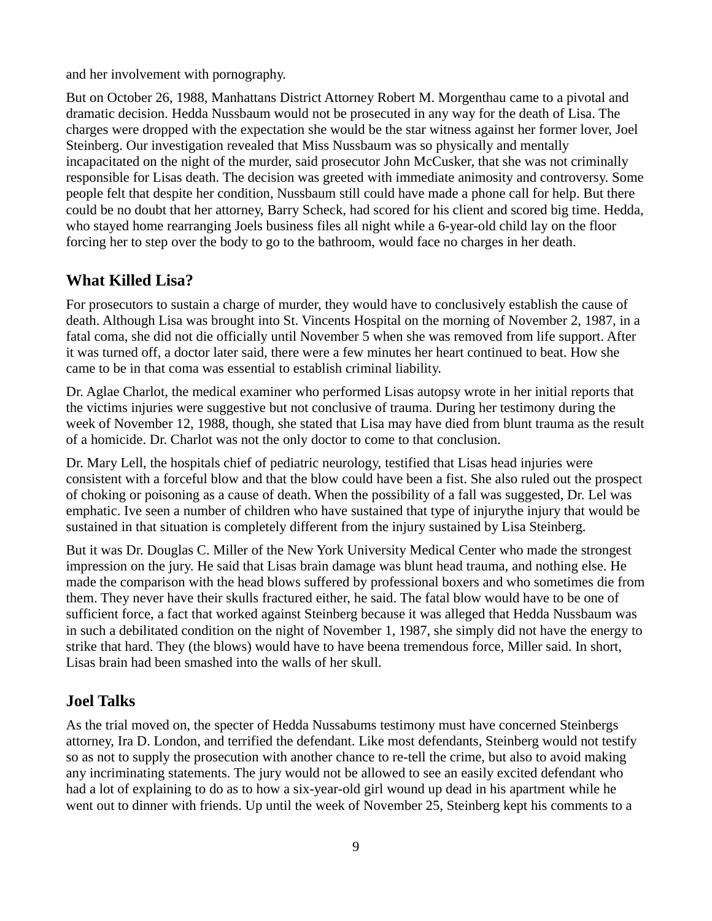and her involvement with pornography.

But on October 26, 1988, Manhattans District Attorney Robert M. Morgenthau came to a pivotal and dramatic decision. Hedda Nussbaum would not be prosecuted in any way for the death of Lisa. The charges were dropped with the expectation she would be the star witness against her former lover, Joel Steinberg. Our investigation revealed that Miss Nussbaum was so physically and mentally incapacitated on the night of the murder, said prosecutor John McCusker, that she was not criminally responsible for Lisas death. The decision was greeted with immediate animosity and controversy. Some people felt that despite her condition, Nussbaum still could have made a phone call for help. But there could be no doubt that her attorney, Barry Scheck, had scored for his client and scored big time. Hedda, who stayed home rearranging Joels business files all night while a 6-year-old child lay on the floor forcing her to step over the body to go to the bathroom, would face no charges in her death.

## What Killed Lisa?

For prosecutors to sustain a charge of murder, they would have to conclusively establish the cause of death. Although Lisa was brought into St. Vincents Hospital on the morning of November 2, 1987, in a fatal coma, she did not die officially until November 5 when she was removed from life support. After it was turned off, a doctor later said, there were a few minutes her heart continued to beat. How she came to be in that coma was essential to establish criminal liability.

Dr. Aglae Charlot, the medical examiner who performed Lisas autopsy wrote in her initial reports that the victims injuries were suggestive but not conclusive of trauma. During her testimony during the week of November 12, 1988, though, she stated that Lisa may have died from blunt trauma as the result of a homicide. Dr. Charlot was not the only doctor to come to that conclusion.

Dr. Mary Lell, the hospitals chief of pediatric neurology, testified that Lisas head injuries were consistent with a forceful blow and that the blow could have been a fist. She also ruled out the prospect of choking or poisoning as a cause of death. When the possibility of a fall was suggested, Dr. Lel was emphatic. Ive seen a number of children who have sustained that type of injurythe injury that would be sustained in that situation is completely different from the injury sustained by Lisa Steinberg.

But it was Dr. Douglas C. Miller of the New York University Medical Center who made the strongest impression on the jury. He said that Lisas brain damage was blunt head trauma, and nothing else. He made the comparison with the head blows suffered by professional boxers and who sometimes die from them. They never have their skulls fractured either, he said. The fatal blow would have to be one of sufficient force, a fact that worked against Steinberg because it was alleged that Hedda Nussbaum was in such a debilitated condition on the night of November 1, 1987, she simply did not have the energy to strike that hard. They (the blows) would have to have beena tremendous force, Miller said. In short, Lisas brain had been smashed into the walls of her skull.

## Joel Talks

As the trial moved on, the specter of Hedda Nussabums testimony must have concerned Steinbergs attorney, Ira D. London, and terrified the defendant. Like most defendants, Steinberg would not testify so as not to supply the prosecution with another chance to re-tell the crime, but also to avoid making any incriminating statements. The jury would not be allowed to see an easily excited defendant who had a lot of explaining to do as to how a six-year-old girl wound up dead in his apartment while he went out to dinner with friends. Up until the week of November 25, Steinberg kept his comments to a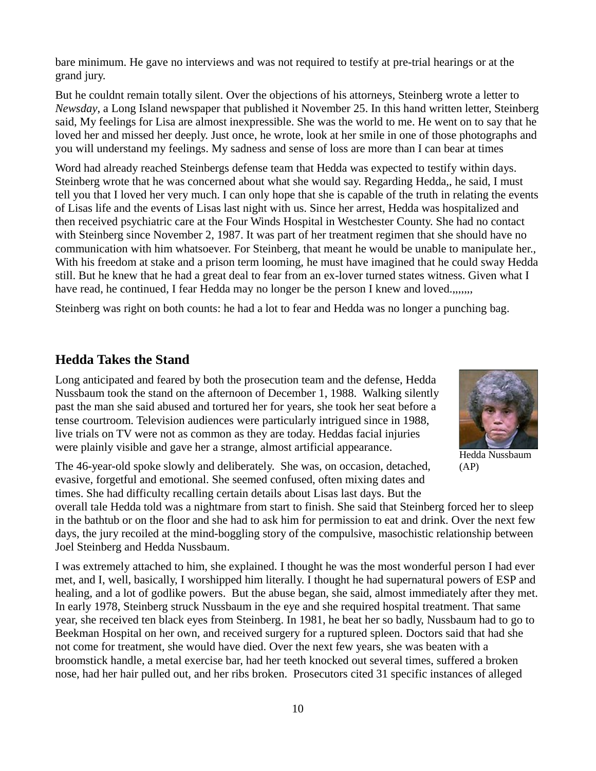bare minimum. He gave no interviews and was not required to testify at pre-trial hearings or at the grand jury.

But he couldnt remain totally silent. Over the objections of his attorneys, Steinberg wrote a letter to *Newsday*, a Long Island newspaper that published it November 25. In this hand written letter, Steinberg said, My feelings for Lisa are almost inexpressible. She was the world to me. He went on to say that he loved her and missed her deeply. Just once, he wrote, look at her smile in one of those photographs and you will understand my feelings. My sadness and sense of loss are more than I can bear at times

Word had already reached Steinbergs defense team that Hedda was expected to testify within days. Steinberg wrote that he was concerned about what she would say. Regarding Hedda,, he said, I must tell you that I loved her very much. I can only hope that she is capable of the truth in relating the events of Lisas life and the events of Lisas last night with us. Since her arrest, Hedda was hospitalized and then received psychiatric care at the Four Winds Hospital in Westchester County. She had no contact with Steinberg since November 2, 1987. It was part of her treatment regimen that she should have no communication with him whatsoever. For Steinberg, that meant he would be unable to manipulate her., With his freedom at stake and a prison term looming, he must have imagined that he could sway Hedda still. But he knew that he had a great deal to fear from an ex-lover turned states witness. Given what I have read, he continued, I fear Hedda may no longer be the person I knew and loved.,,,,,,,

Steinberg was right on both counts: he had a lot to fear and Hedda was no longer a punching bag.

## Hedda Takes the Stand

Long anticipated and feared by both the prosecution team and the defense, Hedda Nussbaum took the stand on the afternoon of December 1, 1988. Walking silently past the man she said abused and tortured her for years, she took her seat before a tense courtroom. Television audiences were particularly intrigued since in 1988, live trials on TV were not as common as they are today. Heddas facial injuries were plainly visible and gave her a strange, almost artificial appearance.

Hedda Nussbaum (AP)

The 46-year-old spoke slowly and deliberately. She was, on occasion, detached, evasive, forgetful and emotional. She seemed confused, often mixing dates and times. She had difficulty recalling certain details about Lisas last days. But the overall tale Hedda told was a nightmare from start to finish. She said that Steinberg forced her to sleep in the bathtub or on the floor and she had to ask him for permission to eat and drink. Over the next few days, the jury recoiled at the mind-boggling story of the compulsive, masochistic relationship between Joel Steinberg and Hedda Nussbaum.

I was extremely attached to him, she explained. I thought he was the most wonderful person I had ever met, and I, well, basically, I worshipped him literally. I thought he had supernatural powers of ESP and healing, and a lot of godlike powers. But the abuse began, she said, almost immediately after they met. In early 1978, Steinberg struck Nussbaum in the eye and she required hospital treatment. That same year, she received ten black eyes from Steinberg. In 1981, he beat her so badly, Nussbaum had to go to Beekman Hospital on her own, and received surgery for a ruptured spleen. Doctors said that had she not come for treatment, she would have died. Over the next few years, she was beaten with a broomstick handle, a metal exercise bar, had her teeth knocked out several times, suffered a broken nose, had her hair pulled out, and her ribs broken. Prosecutors cited 31 specific instances of alleged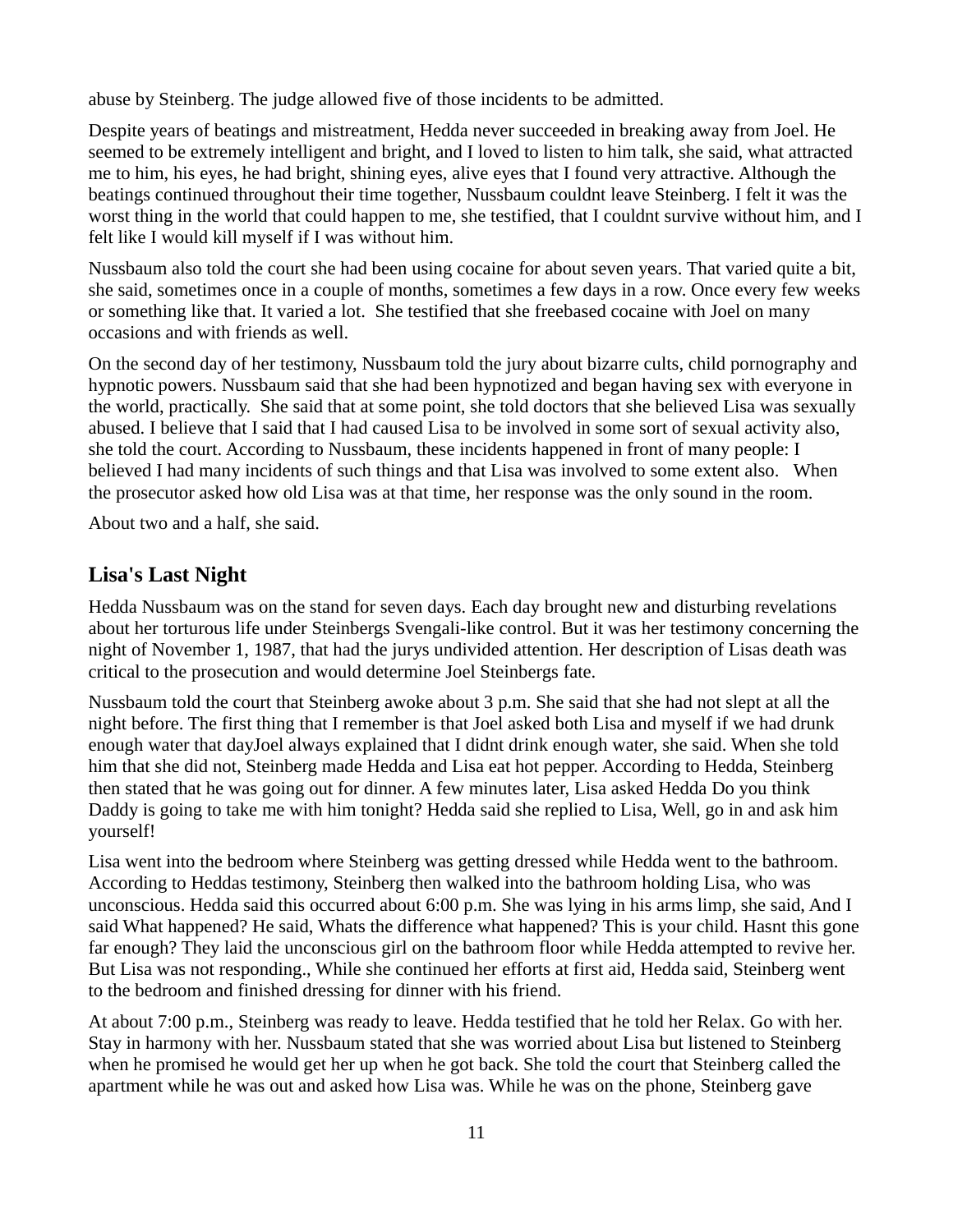abuse by Steinberg. The judge allowed five of those incidents to be admitted.

Despite years of beatings and mistreatment, Hedda never succeeded in breaking away from Joel. He seemed to be extremely intelligent and bright, and I loved to listen to him talk, she said, what attracted me to him, his eyes, he had bright, shining eyes, alive eyes that I found very attractive. Although the beatings continued throughout their time together, Nussbaum couldnt leave Steinberg. I felt it was the worst thing in the world that could happen to me, she testified, that I couldnt survive without him, and I felt like I would kill myself if I was without him.

Nussbaum also told the court she had been using cocaine for about seven years. That varied quite a bit, she said, sometimes once in a couple of months, sometimes a few days in a row. Once every few weeks or something like that. It varied a lot.  She testified that she freebased cocaine with Joel on many occasions and with friends as well.

On the second day of her testimony, Nussbaum told the jury about bizarre cults, child pornography and hypnotic powers. Nussbaum said that she had been hypnotized and began having sex with everyone in the world, practically.  She said that at some point, she told doctors that she believed Lisa was sexually abused. I believe that I said that I had caused Lisa to be involved in some sort of sexual activity also, she told the court. According to Nussbaum, these incidents happened in front of many people: I believed I had many incidents of such things and that Lisa was involved to some extent also.   When the prosecutor asked how old Lisa was at that time, her response was the only sound in the room.

About two and a half, she said.

## Lisa's Last Night

Hedda Nussbaum was on the stand for seven days. Each day brought new and disturbing revelations about her torturous life under Steinbergs Svengali-like control. But it was her testimony concerning the night of November 1, 1987, that had the jurys undivided attention. Her description of Lisas death was critical to the prosecution and would determine Joel Steinbergs fate.

Nussbaum told the court that Steinberg awoke about 3 p.m. She said that she had not slept at all the night before. The first thing that I remember is that Joel asked both Lisa and myself if we had drunk enough water that dayJoel always explained that I didnt drink enough water, she said. When she told him that she did not, Steinberg made Hedda and Lisa eat hot pepper. According to Hedda, Steinberg then stated that he was going out for dinner. A few minutes later, Lisa asked Hedda Do you think Daddy is going to take me with him tonight? Hedda said she replied to Lisa, Well, go in and ask him yourself!

Lisa went into the bedroom where Steinberg was getting dressed while Hedda went to the bathroom. According to Heddas testimony, Steinberg then walked into the bathroom holding Lisa, who was unconscious. Hedda said this occurred about 6:00 p.m. She was lying in his arms limp, she said, And I said What happened? He said, Whats the difference what happened? This is your child. Hasnt this gone far enough? They laid the unconscious girl on the bathroom floor while Hedda attempted to revive her. But Lisa was not responding., While she continued her efforts at first aid, Hedda said, Steinberg went to the bedroom and finished dressing for dinner with his friend.

At about 7:00 p.m., Steinberg was ready to leave. Hedda testified that he told her Relax. Go with her. Stay in harmony with her. Nussbaum stated that she was worried about Lisa but listened to Steinberg when he promised he would get her up when he got back. She told the court that Steinberg called the apartment while he was out and asked how Lisa was. While he was on the phone, Steinberg gave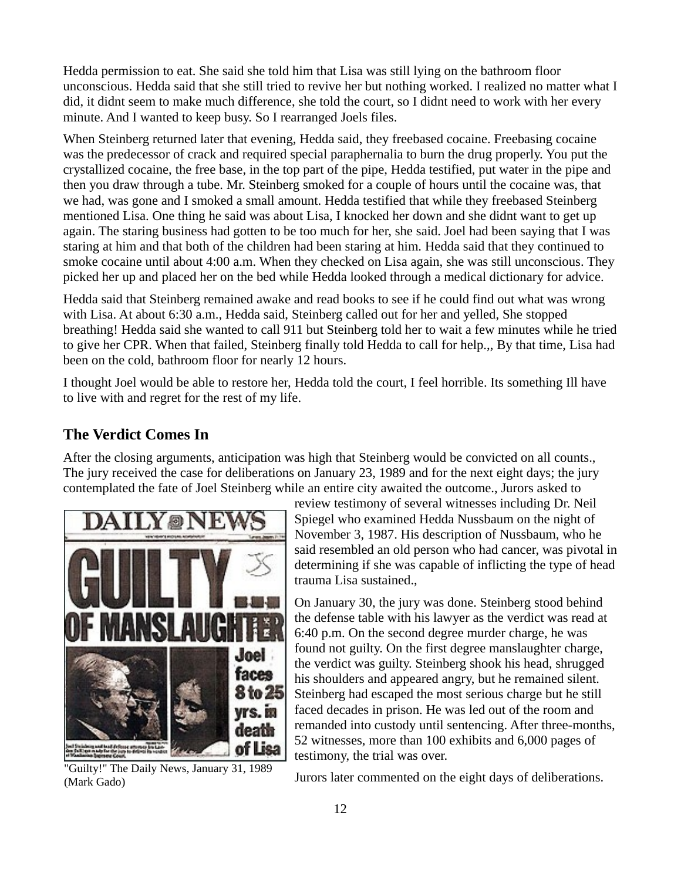Hedda permission to eat. She said she told him that Lisa was still lying on the bathroom floor unconscious. Hedda said that she still tried to revive her but nothing worked. I realized no matter what I did, it didnt seem to make much difference, she told the court, so I didnt need to work with her every minute. And I wanted to keep busy. So I rearranged Joels files.

When Steinberg returned later that evening, Hedda said, they freebased cocaine. Freebasing cocaine was the predecessor of crack and required special paraphernalia to burn the drug properly. You put the crystallized cocaine, the free base, in the top part of the pipe, Hedda testified, put water in the pipe and then you draw through a tube. Mr. Steinberg smoked for a couple of hours until the cocaine was, that we had, was gone and I smoked a small amount. Hedda testified that while they freebased Steinberg mentioned Lisa. One thing he said was about Lisa, I knocked her down and she didnt want to get up again. The staring business had gotten to be too much for her, she said. Joel had been saying that I was staring at him and that both of the children had been staring at him. Hedda said that they continued to smoke cocaine until about 4:00 a.m. When they checked on Lisa again, she was still unconscious. They picked her up and placed her on the bed while Hedda looked through a medical dictionary for advice.

Hedda said that Steinberg remained awake and read books to see if he could find out what was wrong with Lisa. At about 6:30 a.m., Hedda said, Steinberg called out for her and yelled, She stopped breathing! Hedda said she wanted to call 911 but Steinberg told her to wait a few minutes while he tried to give her CPR. When that failed, Steinberg finally told Hedda to call for help.,, By that time, Lisa had been on the cold, bathroom floor for nearly 12 hours.

I thought Joel would be able to restore her, Hedda told the court, I feel horrible. Its something Ill have to live with and regret for the rest of my life.

## The Verdict Comes In

After the closing arguments, anticipation was high that Steinberg would be convicted on all counts., The jury received the case for deliberations on January 23, 1989 and for the next eight days; the jury contemplated the fate of Joel Steinberg while an entire city awaited the outcome., Jurors asked to review testimony of several witnesses including Dr. Neil Spiegel who examined Hedda Nussbaum on the night of November 3, 1987. His description of Nussbaum, who he said resembled an old person who had cancer, was pivotal in determining if she was capable of inflicting the type of head trauma Lisa sustained.,

"Guilty!" The Daily News, January 31, 1989 (Mark Gado)

On January 30, the jury was done. Steinberg stood behind the defense table with his lawyer as the verdict was read at 6:40 p.m. On the second degree murder charge, he was found not guilty. On the first degree manslaughter charge, the verdict was guilty. Steinberg shook his head, shrugged his shoulders and appeared angry, but he remained silent. Steinberg had escaped the most serious charge but he still faced decades in prison. He was led out of the room and remanded into custody until sentencing. After three-months, 52 witnesses, more than 100 exhibits and 6,000 pages of testimony, the trial was over.

Jurors later commented on the eight days of deliberations.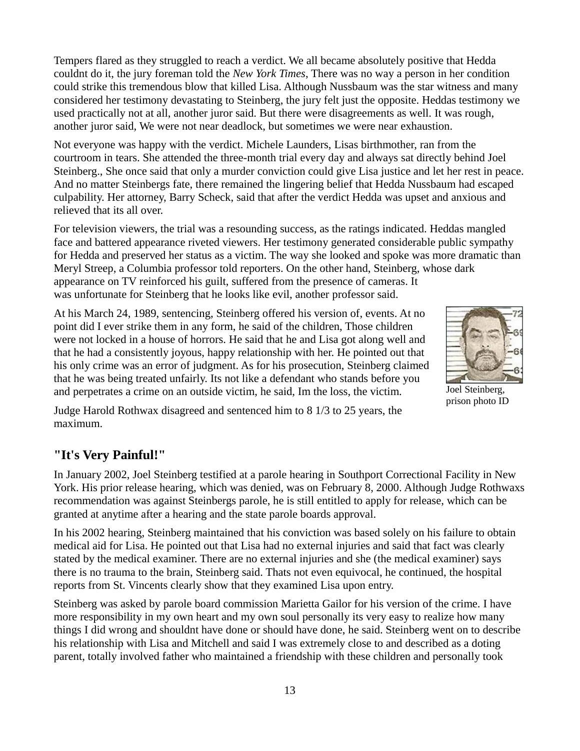Tempers flared as they struggled to reach a verdict. We all became absolutely positive that Hedda couldnt do it, the jury foreman told the *New York Times*, There was no way a person in her condition could strike this tremendous blow that killed Lisa. Although Nussbaum was the star witness and many considered her testimony devastating to Steinberg, the jury felt just the opposite. Heddas testimony we used practically not at all, another juror said. But there were disagreements as well. It was rough, another juror said, We were not near deadlock, but sometimes we were near exhaustion.

Not everyone was happy with the verdict. Michele Launders, Lisas birthmother, ran from the courtroom in tears. She attended the three-month trial every day and always sat directly behind Joel Steinberg., She once said that only a murder conviction could give Lisa justice and let her rest in peace. And no matter Steinbergs fate, there remained the lingering belief that Hedda Nussbaum had escaped culpability. Her attorney, Barry Scheck, said that after the verdict Hedda was upset and anxious and relieved that its all over.

For television viewers, the trial was a resounding success, as the ratings indicated. Heddas mangled face and battered appearance riveted viewers. Her testimony generated considerable public sympathy for Hedda and preserved her status as a victim. The way she looked and spoke was more dramatic than Meryl Streep, a Columbia professor told reporters. On the other hand, Steinberg, whose dark appearance on TV reinforced his guilt, suffered from the presence of cameras. It was unfortunate for Steinberg that he looks like evil, another professor said.

At his March 24, 1989, sentencing, Steinberg offered his version of, events. At no point did I ever strike them in any form, he said of the children, Those children were not locked in a house of horrors. He said that he and Lisa got along well and that he had a consistently joyous, happy relationship with her. He pointed out that his only crime was an error of judgment. As for his prosecution, Steinberg claimed that he was being treated unfairly. Its not like a defendant who stands before you and perpetrates a crime on an outside victim, he said, Im the loss, the victim.

Joel Steinberg, prison photo ID

Judge Harold Rothwax disagreed and sentenced him to 8 1/3 to 25 years, the maximum.

## "It's Very Painful!"

In January 2002, Joel Steinberg testified at a parole hearing in Southport Correctional Facility in New York. His prior release hearing, which was denied, was on February 8, 2000. Although Judge Rothwaxs recommendation was against Steinbergs parole, he is still entitled to apply for release, which can be granted at anytime after a hearing and the state parole boards approval.

In his 2002 hearing, Steinberg maintained that his conviction was based solely on his failure to obtain medical aid for Lisa. He pointed out that Lisa had no external injuries and said that fact was clearly stated by the medical examiner. There are no external injuries and she (the medical examiner) says there is no trauma to the brain, Steinberg said. Thats not even equivocal, he continued, the hospital reports from St. Vincents clearly show that they examined Lisa upon entry.

Steinberg was asked by parole board commission Marietta Gailor for his version of the crime. I have more responsibility in my own heart and my own soul personally its very easy to realize how many things I did wrong and shouldnt have done or should have done, he said. Steinberg went on to describe his relationship with Lisa and Mitchell and said I was extremely close to and described as a doting parent, totally involved father who maintained a friendship with these children and personally took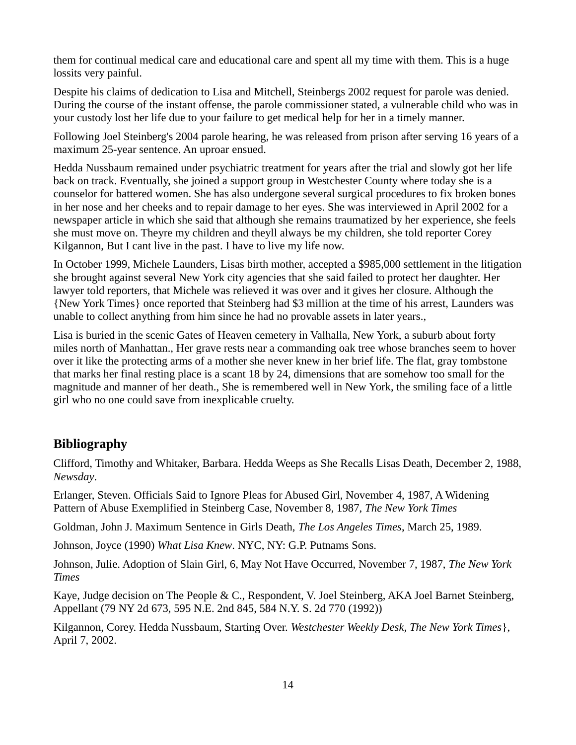them for continual medical care and educational care and spent all my time with them. This is a huge lossits very painful.

Despite his claims of dedication to Lisa and Mitchell, Steinbergs 2002 request for parole was denied. During the course of the instant offense, the parole commissioner stated, a vulnerable child who was in your custody lost her life due to your failure to get medical help for her in a timely manner.

Following Joel Steinberg's 2004 parole hearing, he was released from prison after serving 16 years of a maximum 25-year sentence. An uproar ensued.

Hedda Nussbaum remained under psychiatric treatment for years after the trial and slowly got her life back on track. Eventually, she joined a support group in Westchester County where today she is a counselor for battered women. She has also undergone several surgical procedures to fix broken bones in her nose and her cheeks and to repair damage to her eyes. She was interviewed in April 2002 for a newspaper article in which she said that although she remains traumatized by her experience, she feels she must move on. Theyre my children and theyll always be my children, she told reporter Corey Kilgannon, But I cant live in the past. I have to live my life now.

In October 1999, Michele Launders, Lisas birth mother, accepted a $985,000 settlement in the litigation she brought against several New York city agencies that she said failed to protect her daughter. Her lawyer told reporters, that Michele was relieved it was over and it gives her closure. Although the {New York Times} once reported that Steinberg had $3 million at the time of his arrest, Launders was unable to collect anything from him since he had no provable assets in later years.,

Lisa is buried in the scenic Gates of Heaven cemetery in Valhalla, New York, a suburb about forty miles north of Manhattan., Her grave rests near a commanding oak tree whose branches seem to hover over it like the protecting arms of a mother she never knew in her brief life. The flat, gray tombstone that marks her final resting place is a scant 18 by 24, dimensions that are somehow too small for the magnitude and manner of her death., She is remembered well in New York, the smiling face of a little girl who no one could save from inexplicable cruelty.

## Bibliography

Clifford, Timothy and Whitaker, Barbara. Hedda Weeps as She Recalls Lisas Death, December 2, 1988, *Newsday*.

Erlanger, Steven. Officials Said to Ignore Pleas for Abused Girl, November 4, 1987, A Widening Pattern of Abuse Exemplified in Steinberg Case, November 8, 1987, *The New York Times*

Goldman, John J. Maximum Sentence in Girls Death, *The Los Angeles Times*, March 25, 1989.

Johnson, Joyce (1990) *What Lisa Knew*. NYC, NY: G.P. Putnams Sons.

Johnson, Julie. Adoption of Slain Girl, 6, May Not Have Occurred, November 7, 1987, *The New York Times*

Kaye, Judge decision on The People & C., Respondent, V. Joel Steinberg, AKA Joel Barnet Steinberg, Appellant (79 NY 2d 673, 595 N.E. 2nd 845, 584 N.Y. S. 2d 770 (1992))

Kilgannon, Corey. Hedda Nussbaum, Starting Over. *Westchester Weekly Desk*, *The New York Times*}, April 7, 2002.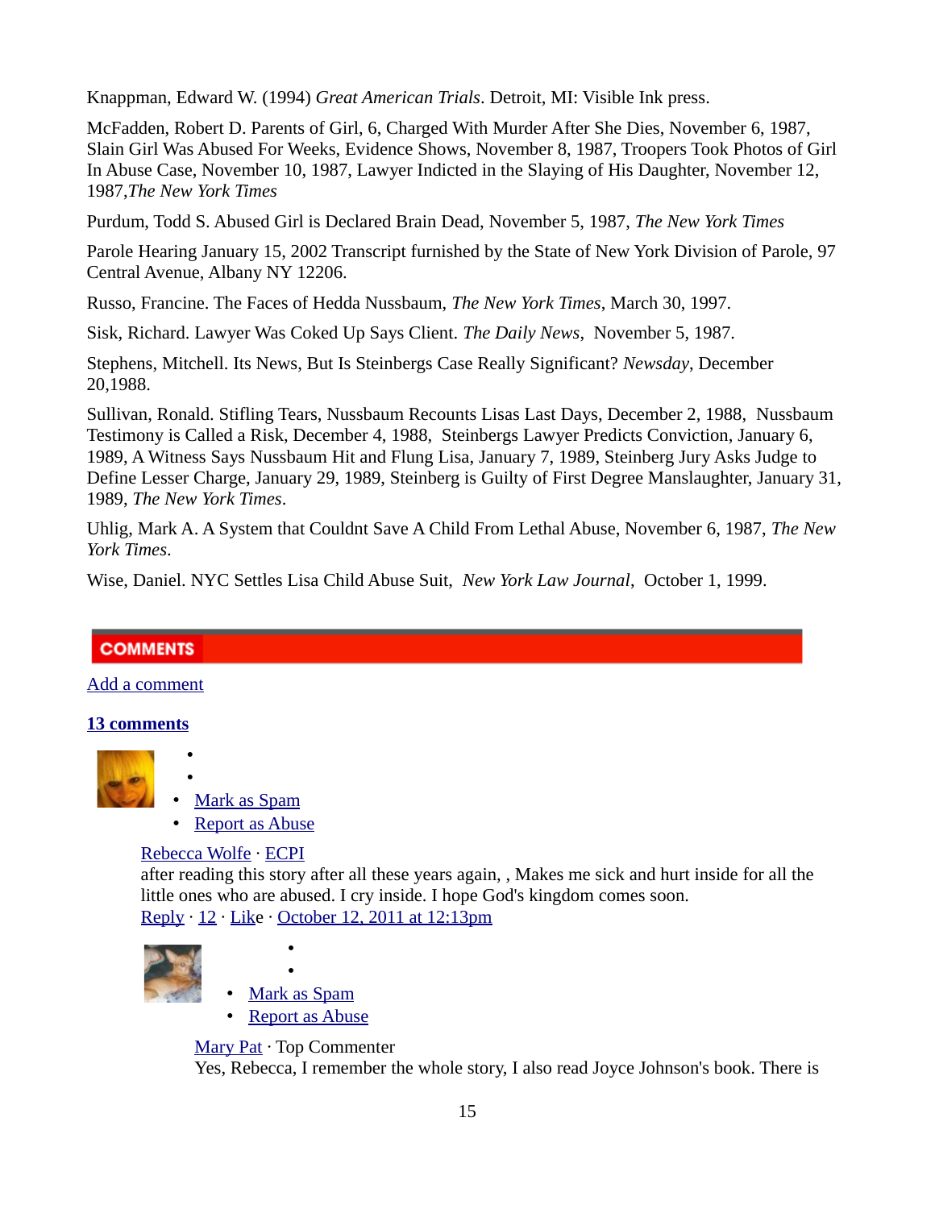Knappman, Edward W. (1994) *Great American Trials*. Detroit, MI: Visible Ink press.

McFadden, Robert D. Parents of Girl, 6, Charged With Murder After She Dies, November 6, 1987, Slain Girl Was Abused For Weeks, Evidence Shows, November 8, 1987, Troopers Took Photos of Girl In Abuse Case, November 10, 1987, Lawyer Indicted in the Slaying of His Daughter, November 12, 1987,*The New York Times*

Purdum, Todd S. Abused Girl is Declared Brain Dead, November 5, 1987, *The New York Times*

Parole Hearing January 15, 2002 Transcript furnished by the State of New York Division of Parole, 97 Central Avenue, Albany NY 12206.

Russo, Francine. The Faces of Hedda Nussbaum, *The New York Times*, March 30, 1997.

Sisk, Richard. Lawyer Was Coked Up Says Client. *The Daily News*, November 5, 1987.

Stephens, Mitchell. Its News, But Is Steinbergs Case Really Significant? *Newsday*, December 20,1988.

Sullivan, Ronald. Stifling Tears, Nussbaum Recounts Lisas Last Days, December 2, 1988, Nussbaum Testimony is Called a Risk, December 4, 1988, Steinbergs Lawyer Predicts Conviction, January 6, 1989, A Witness Says Nussbaum Hit and Flung Lisa, January 7, 1989, Steinberg Jury Asks Judge to Define Lesser Charge, January 29, 1989, Steinberg is Guilty of First Degree Manslaughter, January 31, 1989, *The New York Times*.

Uhlig, Mark A. A System that Couldnt Save A Child From Lethal Abuse, November 6, 1987, *The New York Times*.

Wise, Daniel. NYC Settles Lisa Child Abuse Suit, *New York Law Journal*, October 1, 1999.

## COMMENTS

Add a comment

**13 comments**

- Mark as Spam
- Report as Abuse

Rebecca Wolfe · ECPI
after reading this story after all these years again, , Makes me sick and hurt inside for all the little ones who are abused. I cry inside. I hope God's kingdom comes soon.
Reply · 12 · Like · October 12, 2011 at 12:13pm

- Mark as Spam
- Report as Abuse

Mary Pat · Top Commenter
Yes, Rebecca, I remember the whole story, I also read Joyce Johnson's book. There is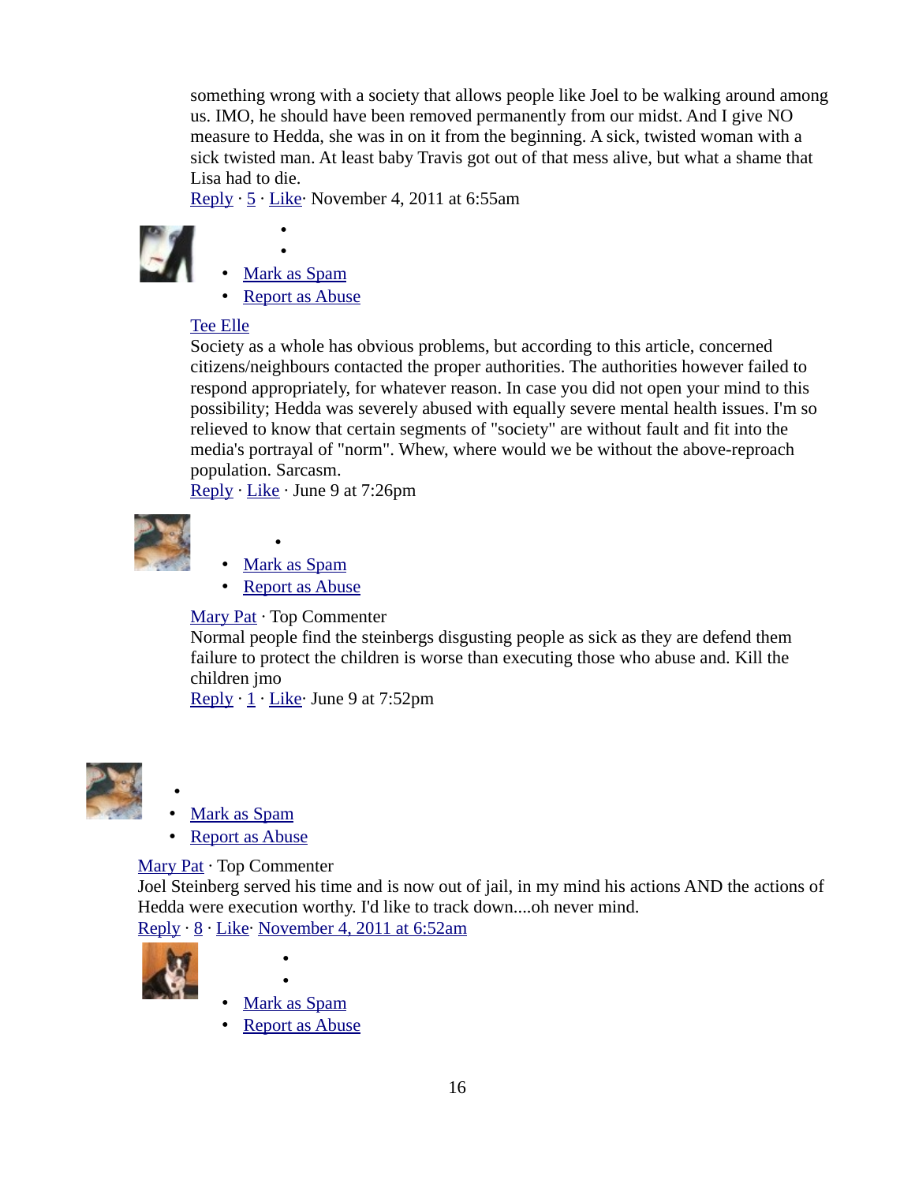something wrong with a society that allows people like Joel to be walking around among us. IMO, he should have been removed permanently from our midst. And I give NO measure to Hedda, she was in on it from the beginning. A sick, twisted woman with a sick twisted man. At least baby Travis got out of that mess alive, but what a shame that Lisa had to die.

Reply · 5 · Like· November 4, 2011 at 6:55am

- 
- 
- Mark as Spam
- Report as Abuse

Tee Elle

Society as a whole has obvious problems, but according to this article, concerned citizens/neighbours contacted the proper authorities. The authorities however failed to respond appropriately, for whatever reason. In case you did not open your mind to this possibility; Hedda was severely abused with equally severe mental health issues. I'm so relieved to know that certain segments of "society" are without fault and fit into the media's portrayal of "norm". Whew, where would we be without the above-reproach population. Sarcasm.

Reply · Like · June 9 at 7:26pm

- 
- Mark as Spam
- Report as Abuse

Mary Pat · Top Commenter

Normal people find the steinbergs disgusting people as sick as they are defend them failure to protect the children is worse than executing those who abuse and. Kill the children jmo

Reply · 1 · Like· June 9 at 7:52pm

- 
- Mark as Spam
- Report as Abuse

Mary Pat · Top Commenter

Joel Steinberg served his time and is now out of jail, in my mind his actions AND the actions of Hedda were execution worthy. I'd like to track down....oh never mind.

Reply · 8 · Like· November 4, 2011 at 6:52am

- 
- 
- Mark as Spam
- Report as Abuse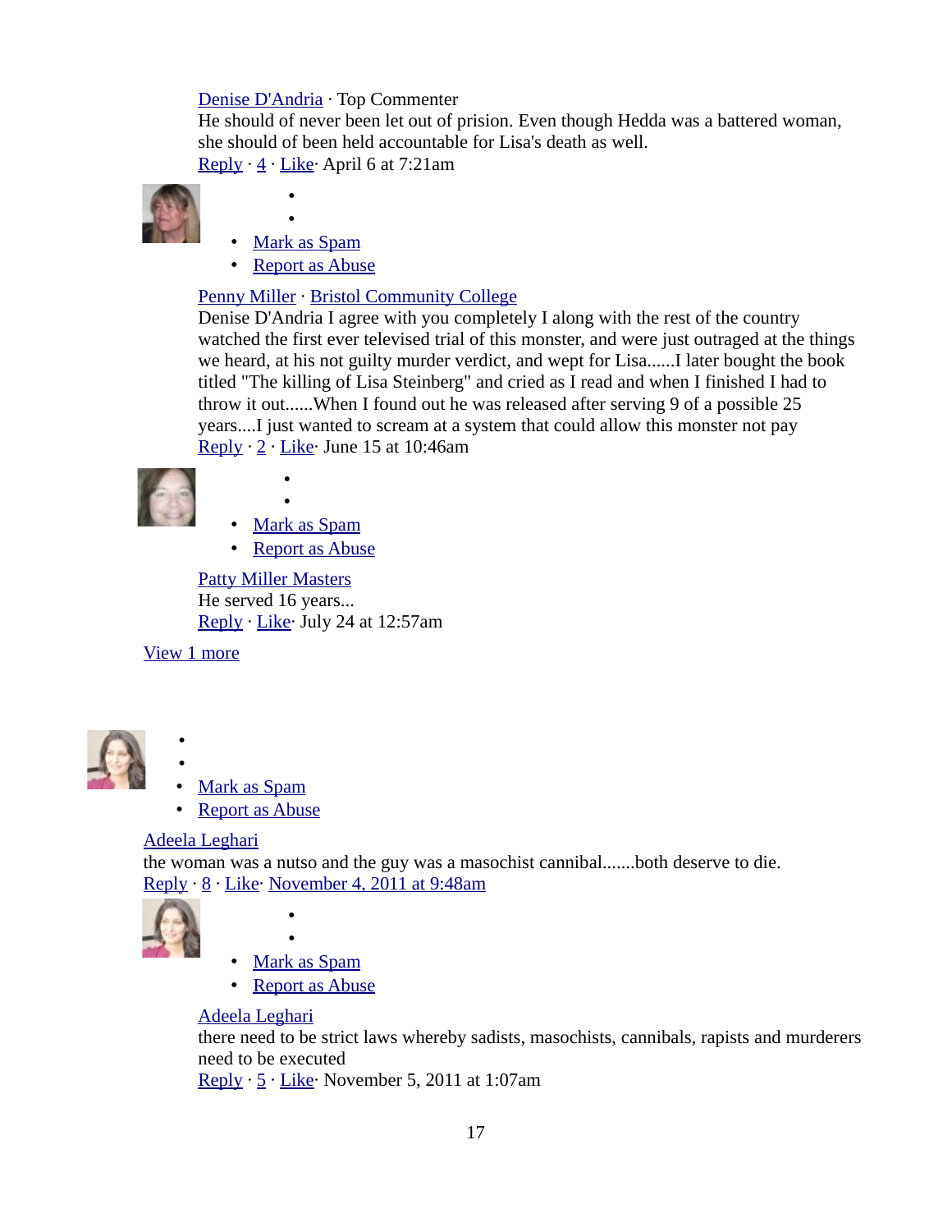Denise D'Andria · Top Commenter
He should of never been let out of prision. Even though Hedda was a battered woman, she should of been held accountable for Lisa's death as well.
Reply · 4 · Like· April 6 at 7:21am

- 
- 
- Mark as Spam
- Report as Abuse

Penny Miller · Bristol Community College
Denise D'Andria I agree with you completely I along with the rest of the country watched the first ever televised trial of this monster, and were just outraged at the things we heard, at his not guilty murder verdict, and wept for Lisa......I later bought the book titled "The killing of Lisa Steinberg" and cried as I read and when I finished I had to throw it out......When I found out he was released after serving 9 of a possible 25 years....I just wanted to scream at a system that could allow this monster not pay
Reply · 2 · Like· June 15 at 10:46am

- 
- 
- Mark as Spam
- Report as Abuse

Patty Miller Masters
He served 16 years...
Reply · Like· July 24 at 12:57am

View 1 more

- 
- 
- Mark as Spam
- Report as Abuse

Adeela Leghari
the woman was a nutso and the guy was a masochist cannibal.......both deserve to die.
Reply · 8 · Like· November 4, 2011 at 9:48am

- 
- 
- Mark as Spam
- Report as Abuse

Adeela Leghari
there need to be strict laws whereby sadists, masochists, cannibals, rapists and murderers need to be executed
Reply · 5 · Like· November 5, 2011 at 1:07am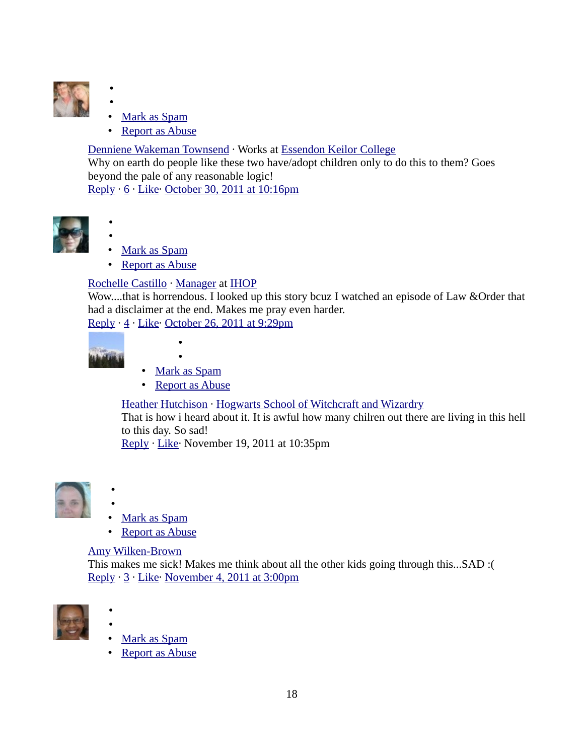- 
- 
- Mark as Spam
- Report as Abuse

Denniene Wakeman Townsend · Works at Essendon Keilor College
Why on earth do people like these two have/adopt children only to do this to them? Goes beyond the pale of any reasonable logic!
Reply · 6 · Like· October 30, 2011 at 10:16pm

- 
- 
- Mark as Spam
- Report as Abuse

Rochelle Castillo · Manager at IHOP
Wow....that is horrendous. I looked up this story bcuz I watched an episode of Law &Order that had a disclaimer at the end. Makes me pray even harder.
Reply · 4 · Like· October 26, 2011 at 9:29pm

- 
- 
- Mark as Spam
- Report as Abuse

Heather Hutchison · Hogwarts School of Witchcraft and Wizardry
That is how i heard about it. It is awful how many chilren out there are living in this hell to this day. So sad!
Reply · Like· November 19, 2011 at 10:35pm

- 
- 
- Mark as Spam
- Report as Abuse

Amy Wilken-Brown
This makes me sick! Makes me think about all the other kids going through this...SAD :(
Reply · 3 · Like· November 4, 2011 at 3:00pm

- 
- 
- Mark as Spam
- Report as Abuse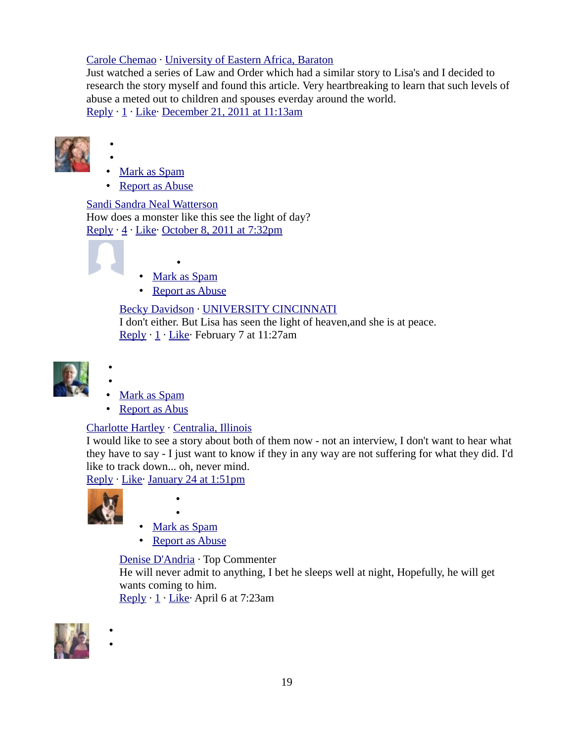Carole Chemao · University of Eastern Africa, Baraton
Just watched a series of Law and Order which had a similar story to Lisa's and I decided to research the story myself and found this article. Very heartbreaking to learn that such levels of abuse a meted out to children and spouses everday around the world.
Reply · 1 · Like· December 21, 2011 at 11:13am

- 
- 
- Mark as Spam
- Report as Abuse

Sandi Sandra Neal Watterson
How does a monster like this see the light of day?
Reply · 4 · Like· October 8, 2011 at 7:32pm

- 
- Mark as Spam
- Report as Abuse

Becky Davidson · UNIVERSITY CINCINNATI
I don't either. But Lisa has seen the light of heaven,and she is at peace.
Reply · 1 · Like· February 7 at 11:27am

- 
- 
- Mark as Spam
- Report as Abus

Charlotte Hartley · Centralia, Illinois
I would like to see a story about both of them now - not an interview, I don't want to hear what they have to say - I just want to know if they in any way are not suffering for what they did. I'd like to track down... oh, never mind.
Reply · Like· January 24 at 1:51pm

- 
- 
- Mark as Spam
- Report as Abuse

Denise D'Andria · Top Commenter
He will never admit to anything, I bet he sleeps well at night, Hopefully, he will get wants coming to him.
Reply · 1 · Like· April 6 at 7:23am

- 
-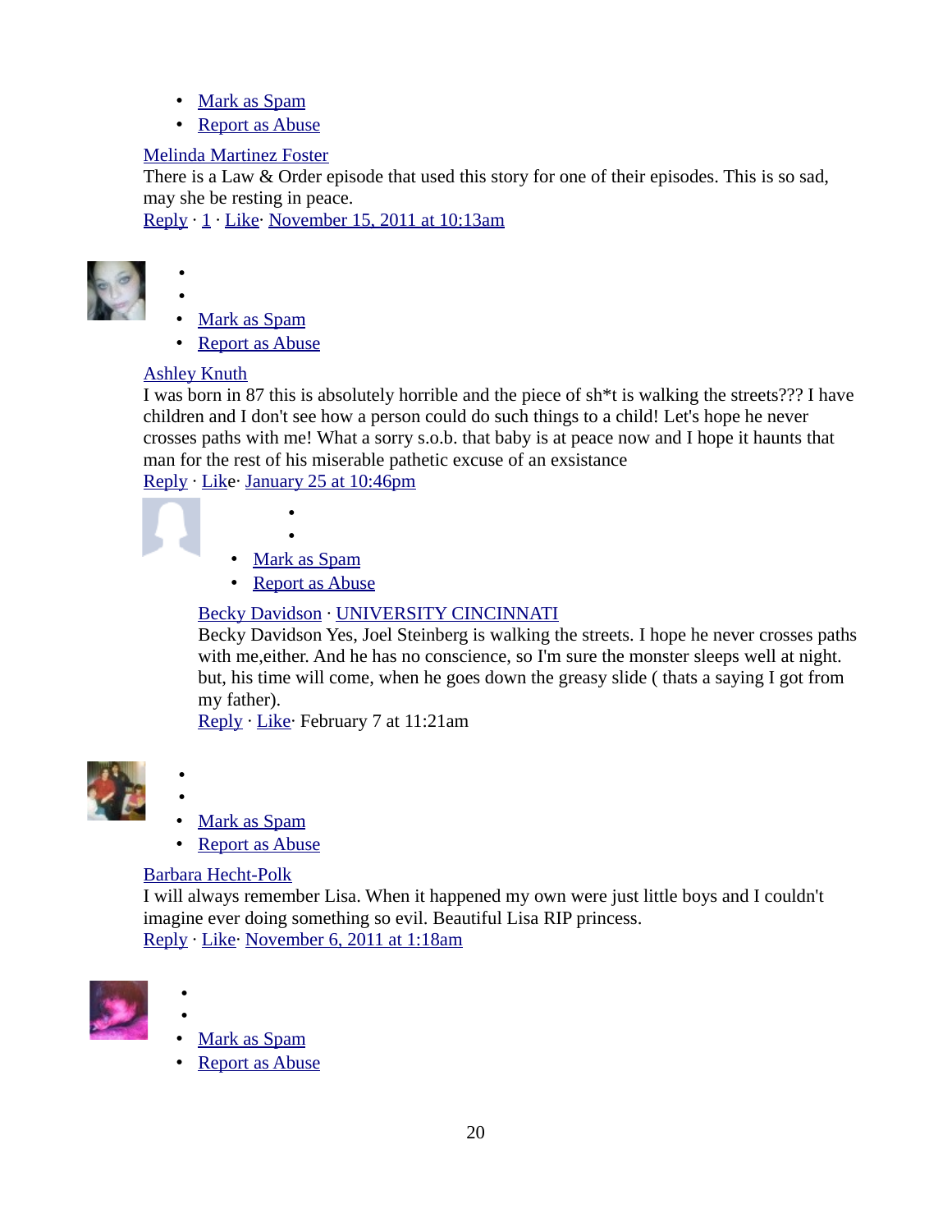- Mark as Spam
- Report as Abuse

Melinda Martinez Foster
There is a Law & Order episode that used this story for one of their episodes. This is so sad, may she be resting in peace.
Reply · 1 · Like· November 15, 2011 at 10:13am

- Mark as Spam
- Report as Abuse

Ashley Knuth
I was born in 87 this is absolutely horrible and the piece of sh*t is walking the streets??? I have children and I don't see how a person could do such things to a child! Let's hope he never crosses paths with me! What a sorry s.o.b. that baby is at peace now and I hope it haunts that man for the rest of his miserable pathetic excuse of an exsistance
Reply · Like· January 25 at 10:46pm

- Mark as Spam
- Report as Abuse

Becky Davidson · UNIVERSITY CINCINNATI
Becky Davidson Yes, Joel Steinberg is walking the streets. I hope he never crosses paths with me,either. And he has no conscience, so I'm sure the monster sleeps well at night. but, his time will come, when he goes down the greasy slide ( thats a saying I got from my father).
Reply · Like· February 7 at 11:21am

- Mark as Spam
- Report as Abuse

Barbara Hecht-Polk
I will always remember Lisa. When it happened my own were just little boys and I couldn't imagine ever doing something so evil. Beautiful Lisa RIP princess.
Reply · Like· November 6, 2011 at 1:18am

- Mark as Spam
- Report as Abuse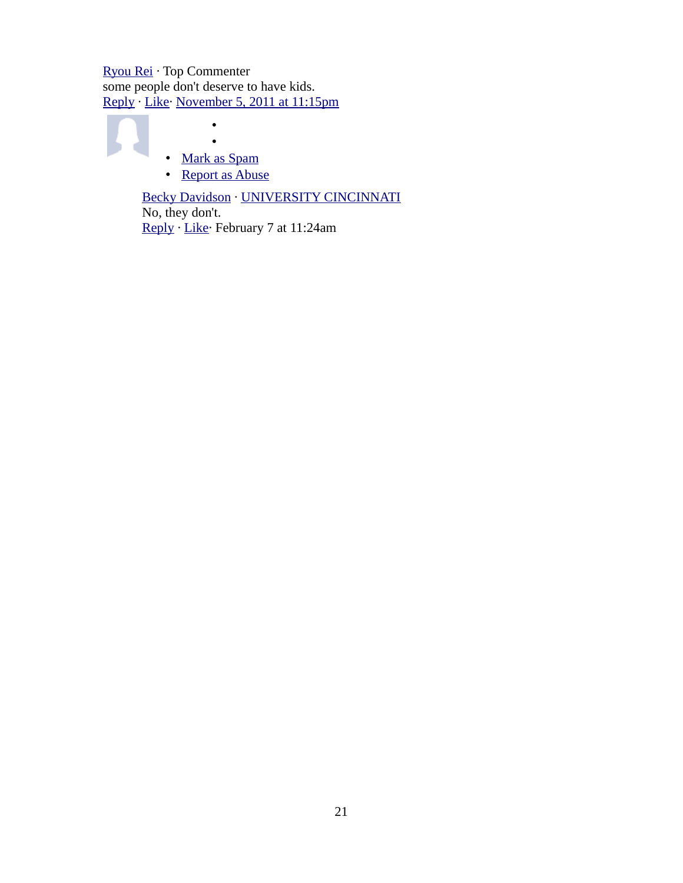Ryou Rei · Top Commenter
some people don't deserve to have kids.
Reply · Like· November 5, 2011 at 11:15pm

- 
- 
- Mark as Spam
- Report as Abuse

Becky Davidson · UNIVERSITY CINCINNATI
No, they don't.
Reply · Like· February 7 at 11:24am